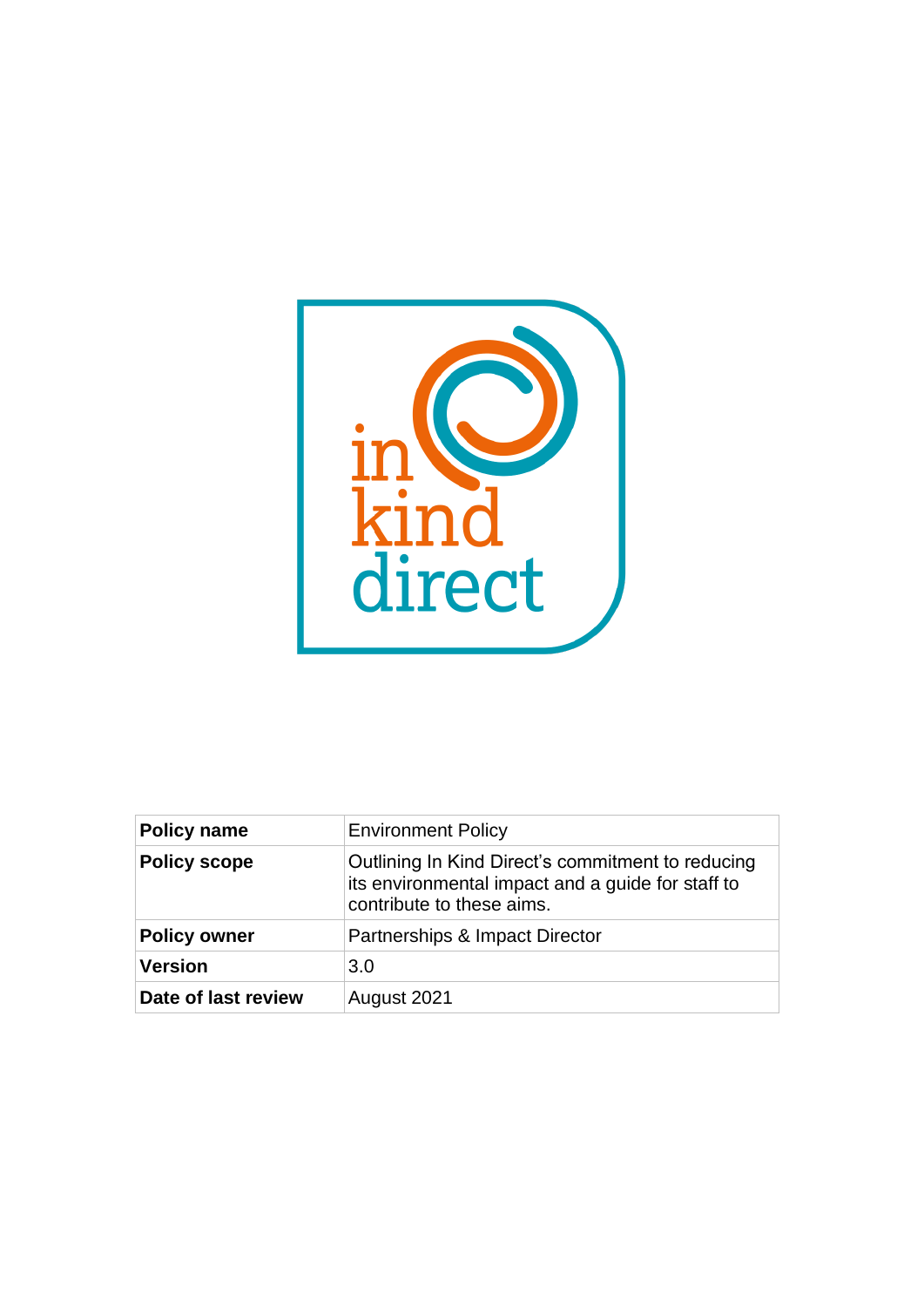| Policy name | Environment Policy |
|---|---|
| **Policy scope** | Outlining In Kind Direct's commitment to reducing its environmental impact and a guide for staff to contribute to these aims. |
| **Policy owner** | Partnerships & Impact Director |
| **Version** | 3.0 |
| **Date of last review** | August 2021 |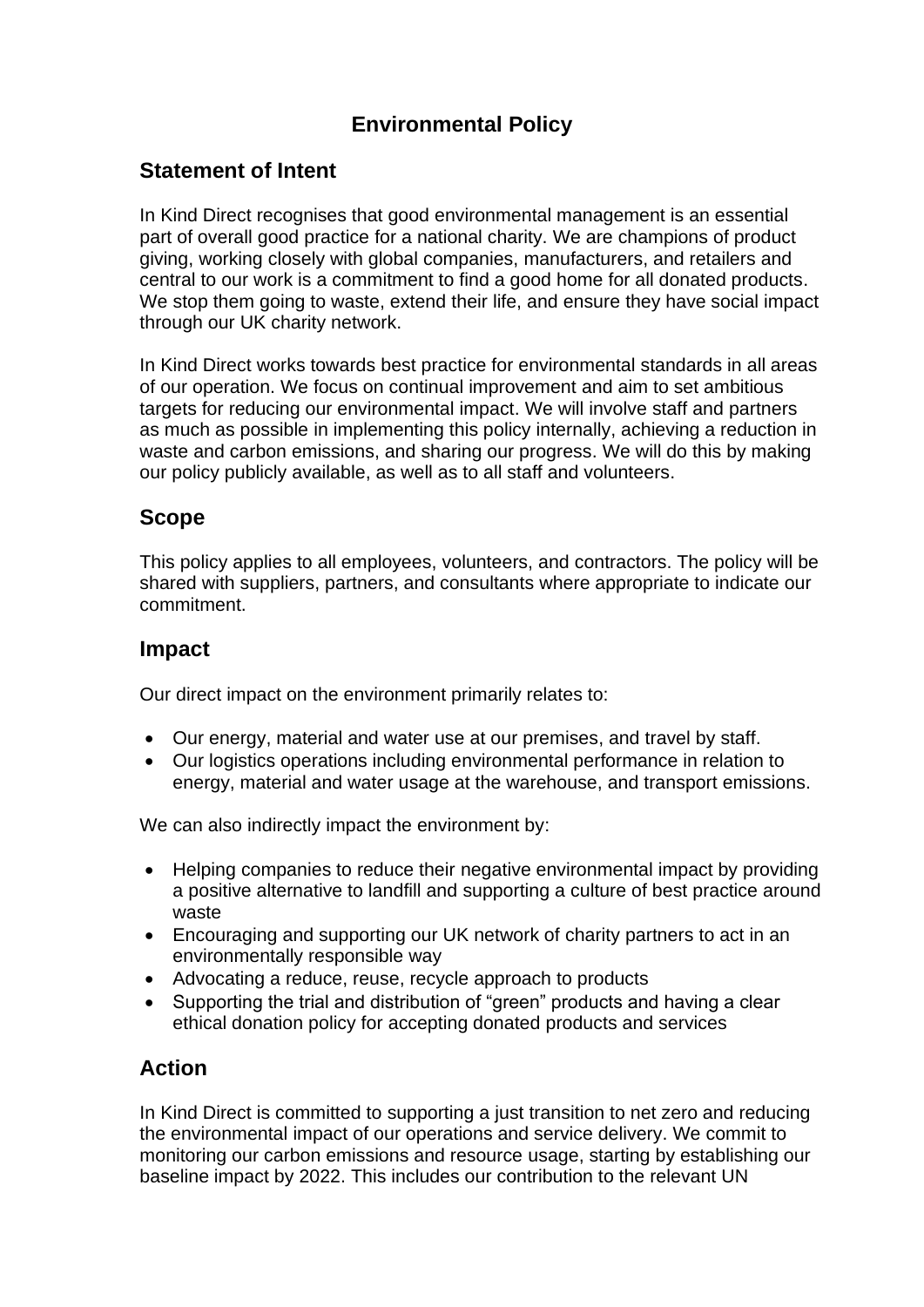# Environmental Policy

## Statement of Intent

In Kind Direct recognises that good environmental management is an essential part of overall good practice for a national charity. We are champions of product giving, working closely with global companies, manufacturers, and retailers and central to our work is a commitment to find a good home for all donated products. We stop them going to waste, extend their life, and ensure they have social impact through our UK charity network.

In Kind Direct works towards best practice for environmental standards in all areas of our operation. We focus on continual improvement and aim to set ambitious targets for reducing our environmental impact. We will involve staff and partners as much as possible in implementing this policy internally, achieving a reduction in waste and carbon emissions, and sharing our progress. We will do this by making our policy publicly available, as well as to all staff and volunteers.

## Scope

This policy applies to all employees, volunteers, and contractors. The policy will be shared with suppliers, partners, and consultants where appropriate to indicate our commitment.

## Impact

Our direct impact on the environment primarily relates to:

- Our energy, material and water use at our premises, and travel by staff.
- Our logistics operations including environmental performance in relation to energy, material and water usage at the warehouse, and transport emissions.

We can also indirectly impact the environment by:

- Helping companies to reduce their negative environmental impact by providing a positive alternative to landfill and supporting a culture of best practice around waste
- Encouraging and supporting our UK network of charity partners to act in an environmentally responsible way
- Advocating a reduce, reuse, recycle approach to products
- Supporting the trial and distribution of "green" products and having a clear ethical donation policy for accepting donated products and services

## Action

In Kind Direct is committed to supporting a just transition to net zero and reducing the environmental impact of our operations and service delivery. We commit to monitoring our carbon emissions and resource usage, starting by establishing our baseline impact by 2022. This includes our contribution to the relevant UN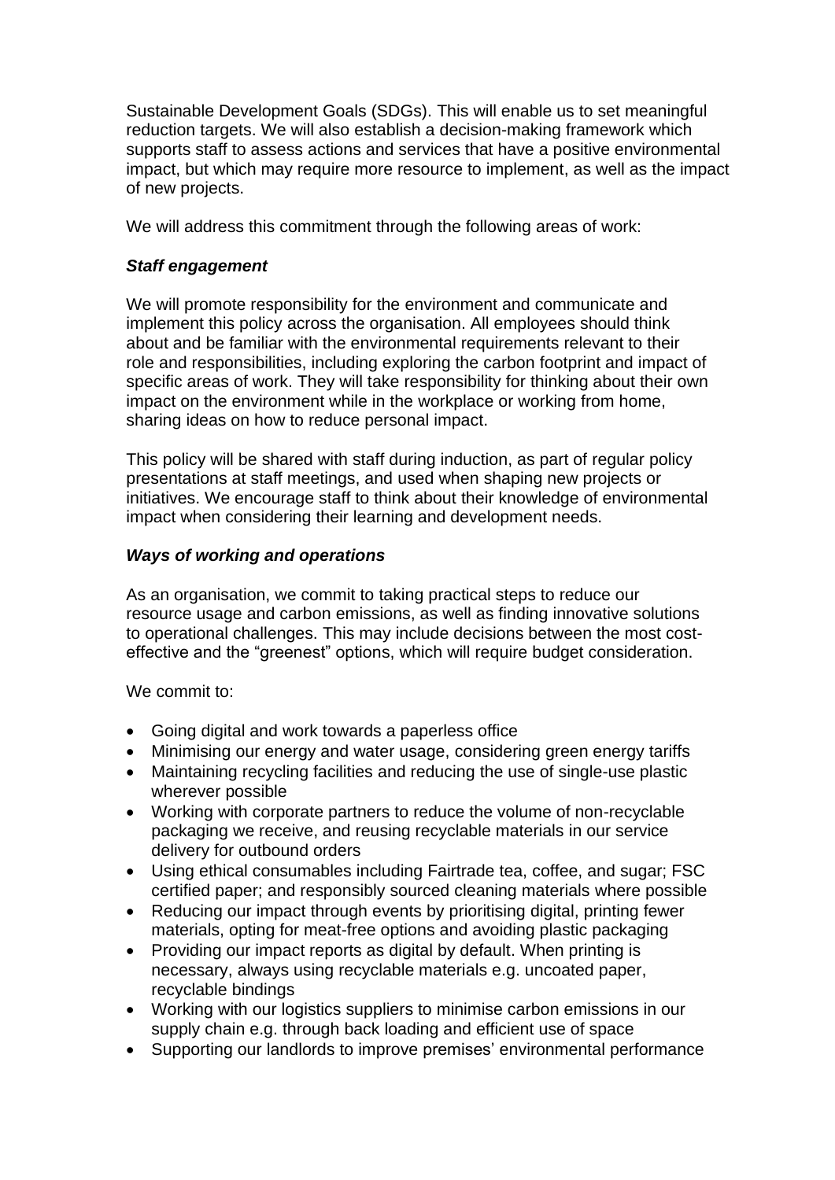Sustainable Development Goals (SDGs). This will enable us to set meaningful reduction targets. We will also establish a decision-making framework which supports staff to assess actions and services that have a positive environmental impact, but which may require more resource to implement, as well as the impact of new projects.

We will address this commitment through the following areas of work:

***Staff engagement***

We will promote responsibility for the environment and communicate and implement this policy across the organisation. All employees should think about and be familiar with the environmental requirements relevant to their role and responsibilities, including exploring the carbon footprint and impact of specific areas of work. They will take responsibility for thinking about their own impact on the environment while in the workplace or working from home, sharing ideas on how to reduce personal impact.

This policy will be shared with staff during induction, as part of regular policy presentations at staff meetings, and used when shaping new projects or initiatives. We encourage staff to think about their knowledge of environmental impact when considering their learning and development needs.

***Ways of working and operations***

As an organisation, we commit to taking practical steps to reduce our resource usage and carbon emissions, as well as finding innovative solutions to operational challenges. This may include decisions between the most cost-effective and the "greenest" options, which will require budget consideration.

We commit to:

- Going digital and work towards a paperless office
- Minimising our energy and water usage, considering green energy tariffs
- Maintaining recycling facilities and reducing the use of single-use plastic wherever possible
- Working with corporate partners to reduce the volume of non-recyclable packaging we receive, and reusing recyclable materials in our service delivery for outbound orders
- Using ethical consumables including Fairtrade tea, coffee, and sugar; FSC certified paper; and responsibly sourced cleaning materials where possible
- Reducing our impact through events by prioritising digital, printing fewer materials, opting for meat-free options and avoiding plastic packaging
- Providing our impact reports as digital by default. When printing is necessary, always using recyclable materials e.g. uncoated paper, recyclable bindings
- Working with our logistics suppliers to minimise carbon emissions in our supply chain e.g. through back loading and efficient use of space
- Supporting our landlords to improve premises' environmental performance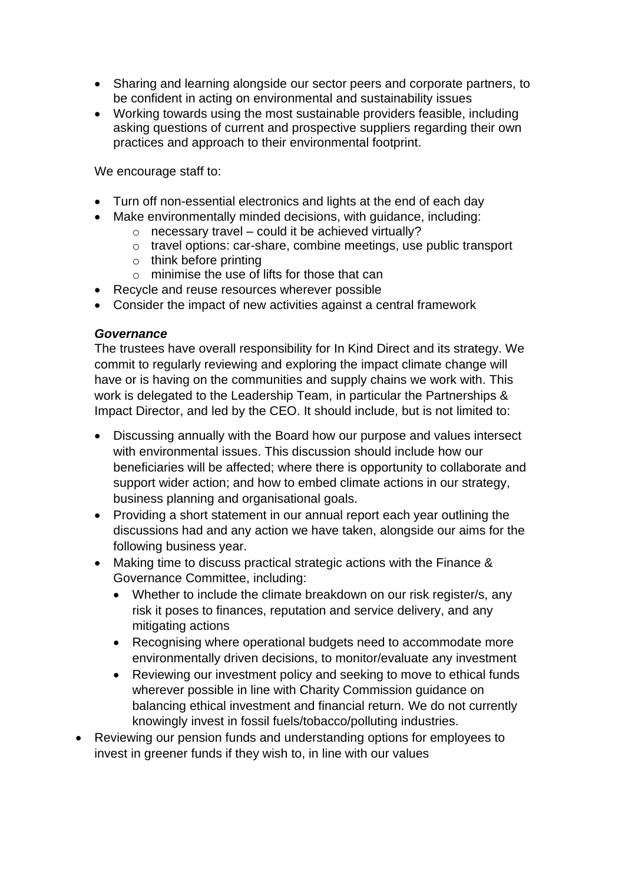- Sharing and learning alongside our sector peers and corporate partners, to be confident in acting on environmental and sustainability issues
- Working towards using the most sustainable providers feasible, including asking questions of current and prospective suppliers regarding their own practices and approach to their environmental footprint.

We encourage staff to:

- Turn off non-essential electronics and lights at the end of each day
- Make environmentally minded decisions, with guidance, including:
  - necessary travel – could it be achieved virtually?
  - travel options: car-share, combine meetings, use public transport
  - think before printing
  - minimise the use of lifts for those that can
- Recycle and reuse resources wherever possible
- Consider the impact of new activities against a central framework

***Governance***

The trustees have overall responsibility for In Kind Direct and its strategy. We commit to regularly reviewing and exploring the impact climate change will have or is having on the communities and supply chains we work with. This work is delegated to the Leadership Team, in particular the Partnerships & Impact Director, and led by the CEO. It should include, but is not limited to:

- Discussing annually with the Board how our purpose and values intersect with environmental issues. This discussion should include how our beneficiaries will be affected; where there is opportunity to collaborate and support wider action; and how to embed climate actions in our strategy, business planning and organisational goals.
- Providing a short statement in our annual report each year outlining the discussions had and any action we have taken, alongside our aims for the following business year.
- Making time to discuss practical strategic actions with the Finance & Governance Committee, including:
  - Whether to include the climate breakdown on our risk register/s, any risk it poses to finances, reputation and service delivery, and any mitigating actions
  - Recognising where operational budgets need to accommodate more environmentally driven decisions, to monitor/evaluate any investment
  - Reviewing our investment policy and seeking to move to ethical funds wherever possible in line with Charity Commission guidance on balancing ethical investment and financial return. We do not currently knowingly invest in fossil fuels/tobacco/polluting industries.
- Reviewing our pension funds and understanding options for employees to invest in greener funds if they wish to, in line with our values